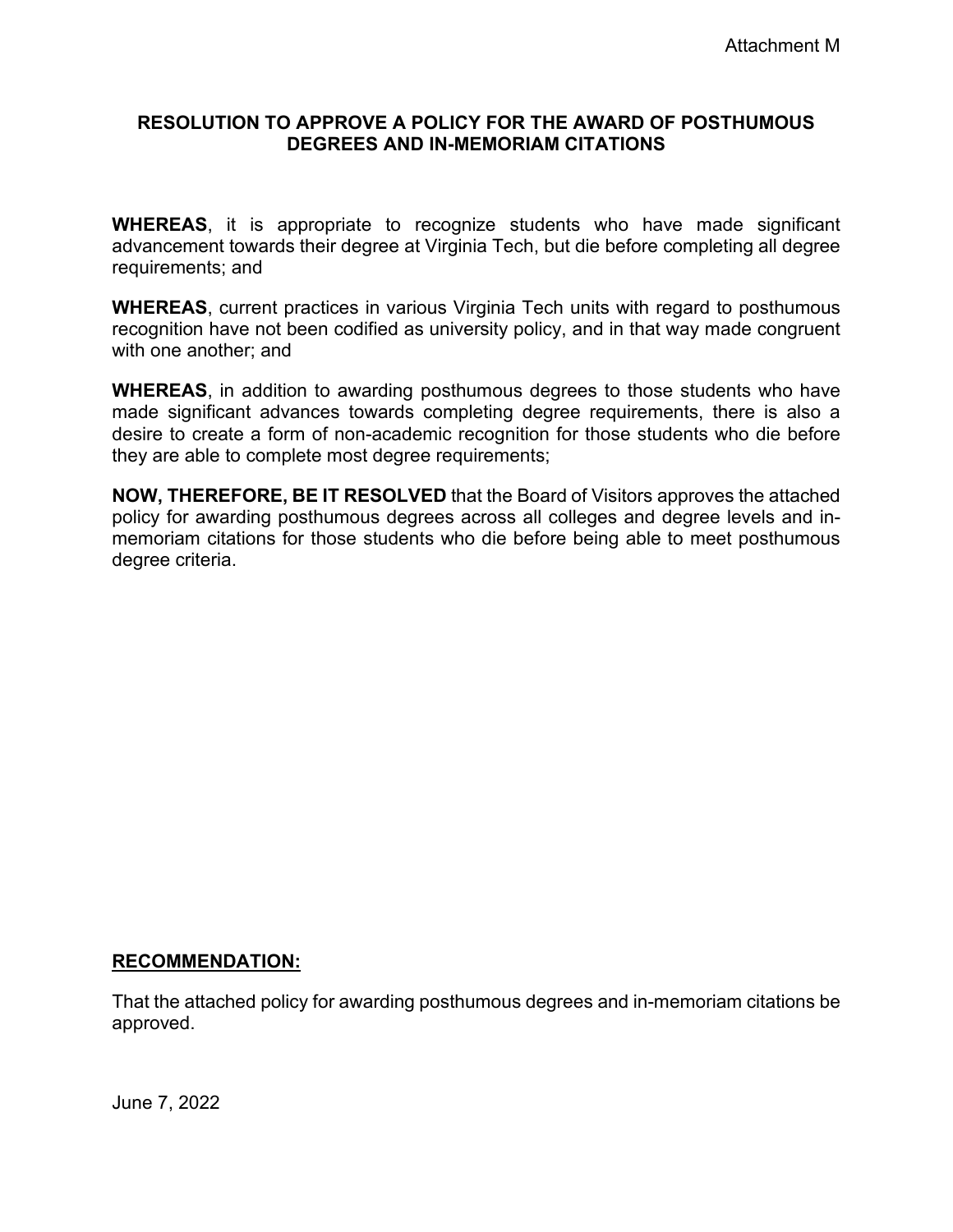Attachment M

# RESOLUTION TO APPROVE A POLICY FOR THE AWARD OF POSTHUMOUS DEGREES AND IN-MEMORIAM CITATIONS

**WHEREAS**, it is appropriate to recognize students who have made significant advancement towards their degree at Virginia Tech, but die before completing all degree requirements; and

**WHEREAS**, current practices in various Virginia Tech units with regard to posthumous recognition have not been codified as university policy, and in that way made congruent with one another; and

**WHEREAS**, in addition to awarding posthumous degrees to those students who have made significant advances towards completing degree requirements, there is also a desire to create a form of non-academic recognition for those students who die before they are able to complete most degree requirements;

**NOW, THEREFORE, BE IT RESOLVED** that the Board of Visitors approves the attached policy for awarding posthumous degrees across all colleges and degree levels and in-memoriam citations for those students who die before being able to meet posthumous degree criteria.

**RECOMMENDATION:**

That the attached policy for awarding posthumous degrees and in-memoriam citations be approved.

June 7, 2022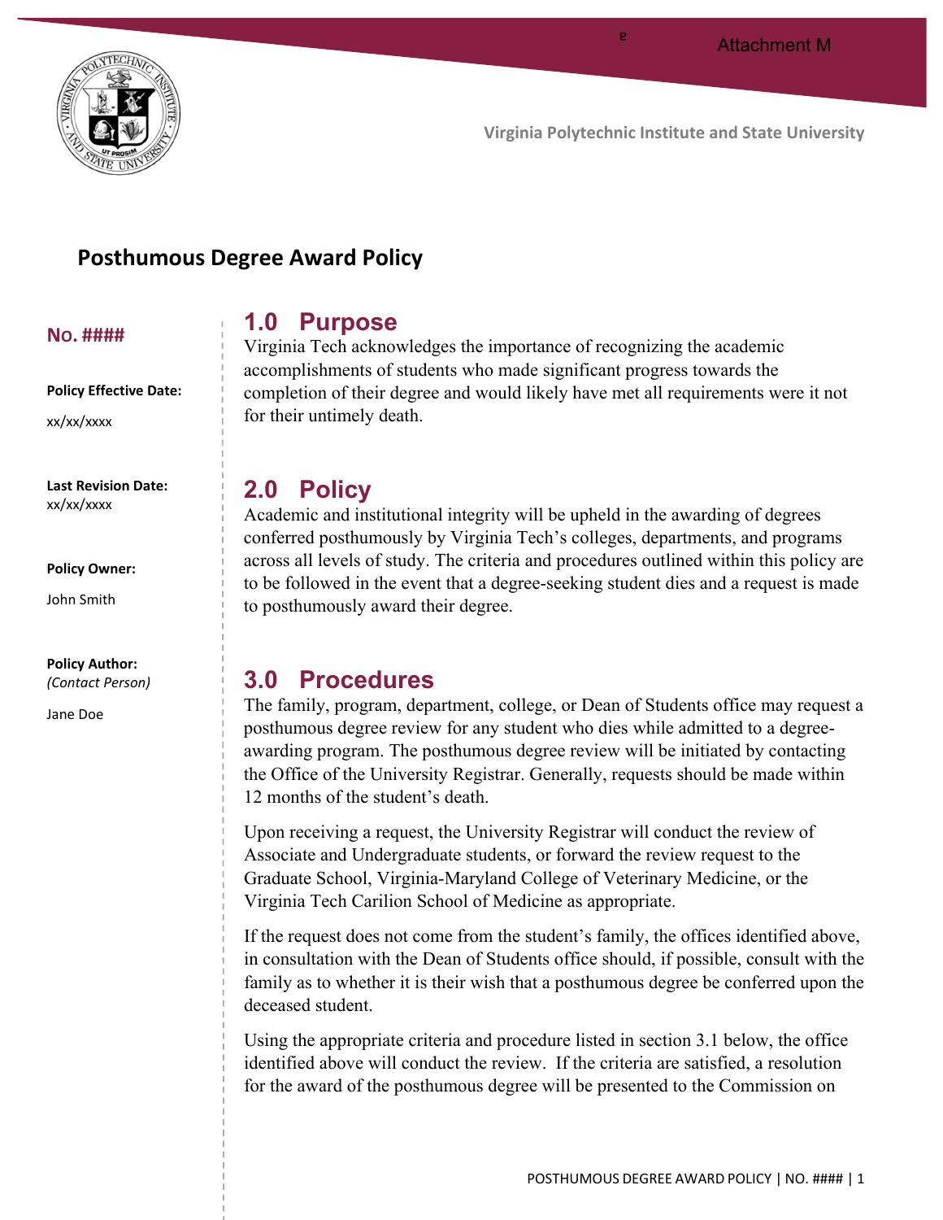Attachment M

Virginia Polytechnic Institute and State University

# Posthumous Degree Award Policy

**No. ####**

**Policy Effective Date:**

xx/xx/xxxx

**Last Revision Date:**

xx/xx/xxxx

**Policy Owner:**

John Smith

**Policy Author:**
*(Contact Person)*

Jane Doe

## 1.0 Purpose

Virginia Tech acknowledges the importance of recognizing the academic accomplishments of students who made significant progress towards the completion of their degree and would likely have met all requirements were it not for their untimely death.

## 2.0 Policy

Academic and institutional integrity will be upheld in the awarding of degrees conferred posthumously by Virginia Tech's colleges, departments, and programs across all levels of study. The criteria and procedures outlined within this policy are to be followed in the event that a degree-seeking student dies and a request is made to posthumously award their degree.

## 3.0 Procedures

The family, program, department, college, or Dean of Students office may request a posthumous degree review for any student who dies while admitted to a degree-awarding program. The posthumous degree review will be initiated by contacting the Office of the University Registrar. Generally, requests should be made within 12 months of the student's death.

Upon receiving a request, the University Registrar will conduct the review of Associate and Undergraduate students, or forward the review request to the Graduate School, Virginia-Maryland College of Veterinary Medicine, or the Virginia Tech Carilion School of Medicine as appropriate.

If the request does not come from the student's family, the offices identified above, in consultation with the Dean of Students office should, if possible, consult with the family as to whether it is their wish that a posthumous degree be conferred upon the deceased student.

Using the appropriate criteria and procedure listed in section 3.1 below, the office identified above will conduct the review. If the criteria are satisfied, a resolution for the award of the posthumous degree will be presented to the Commission on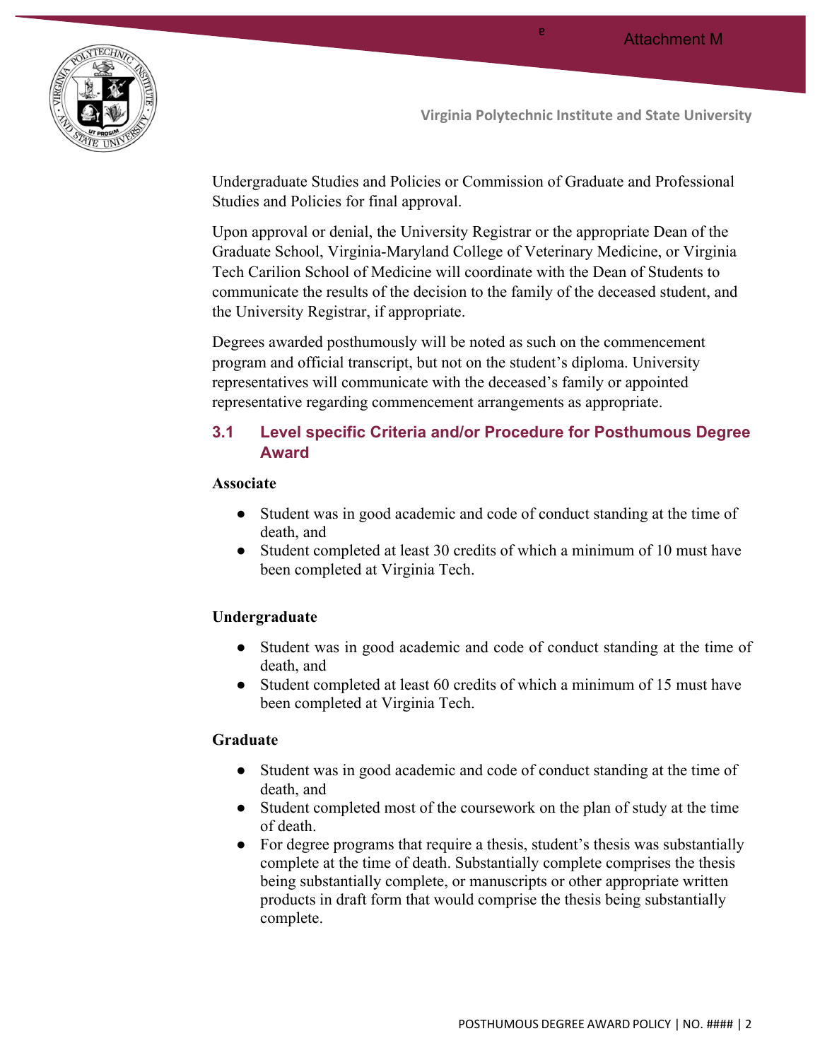Undergraduate Studies and Policies or Commission of Graduate and Professional Studies and Policies for final approval.

Upon approval or denial, the University Registrar or the appropriate Dean of the Graduate School, Virginia-Maryland College of Veterinary Medicine, or Virginia Tech Carilion School of Medicine will coordinate with the Dean of Students to communicate the results of the decision to the family of the deceased student, and the University Registrar, if appropriate.

Degrees awarded posthumously will be noted as such on the commencement program and official transcript, but not on the student's diploma. University representatives will communicate with the deceased's family or appointed representative regarding commencement arrangements as appropriate.

## 3.1 Level specific Criteria and/or Procedure for Posthumous Degree Award

**Associate**

- Student was in good academic and code of conduct standing at the time of death, and
- Student completed at least 30 credits of which a minimum of 10 must have been completed at Virginia Tech.

**Undergraduate**

- Student was in good academic and code of conduct standing at the time of death, and
- Student completed at least 60 credits of which a minimum of 15 must have been completed at Virginia Tech.

**Graduate**

- Student was in good academic and code of conduct standing at the time of death, and
- Student completed most of the coursework on the plan of study at the time of death.
- For degree programs that require a thesis, student's thesis was substantially complete at the time of death. Substantially complete comprises the thesis being substantially complete, or manuscripts or other appropriate written products in draft form that would comprise the thesis being substantially complete.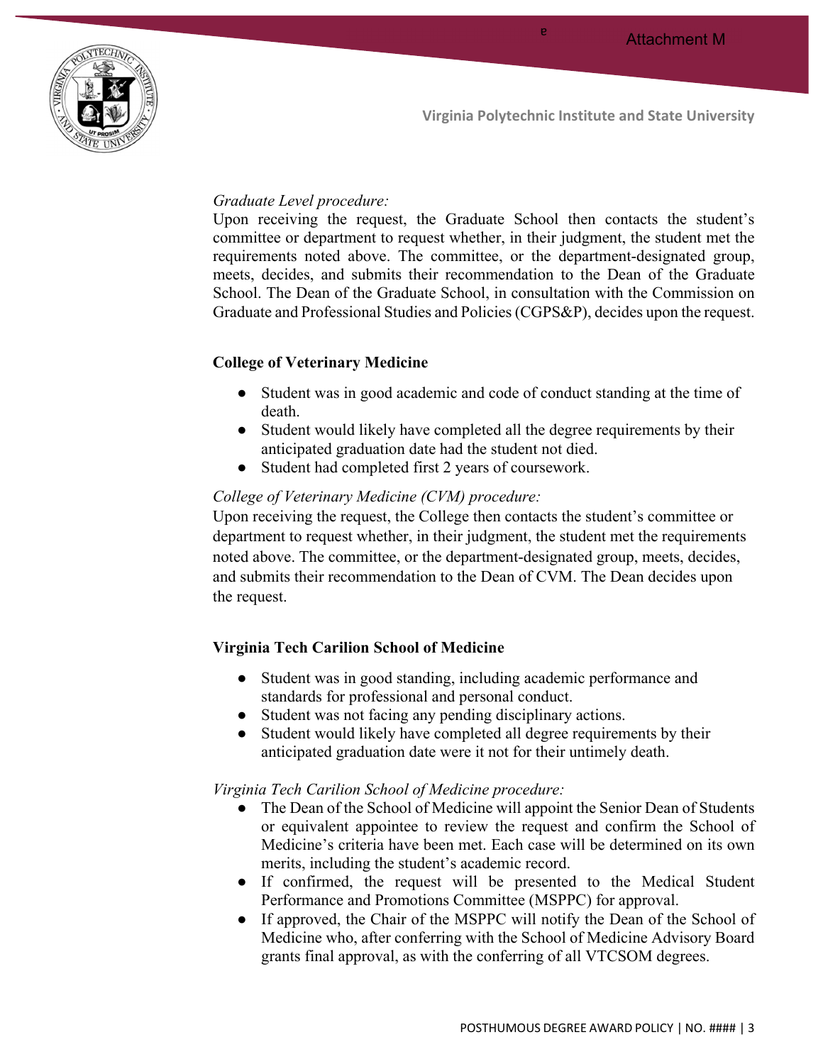*Graduate Level procedure:*
Upon receiving the request, the Graduate School then contacts the student's committee or department to request whether, in their judgment, the student met the requirements noted above. The committee, or the department-designated group, meets, decides, and submits their recommendation to the Dean of the Graduate School. The Dean of the Graduate School, in consultation with the Commission on Graduate and Professional Studies and Policies (CGPS&P), decides upon the request.

**College of Veterinary Medicine**

- Student was in good academic and code of conduct standing at the time of death.
- Student would likely have completed all the degree requirements by their anticipated graduation date had the student not died.
- Student had completed first 2 years of coursework.

*College of Veterinary Medicine (CVM) procedure:*
Upon receiving the request, the College then contacts the student's committee or department to request whether, in their judgment, the student met the requirements noted above. The committee, or the department-designated group, meets, decides, and submits their recommendation to the Dean of CVM. The Dean decides upon the request.

**Virginia Tech Carilion School of Medicine**

- Student was in good standing, including academic performance and standards for professional and personal conduct.
- Student was not facing any pending disciplinary actions.
- Student would likely have completed all degree requirements by their anticipated graduation date were it not for their untimely death.

*Virginia Tech Carilion School of Medicine procedure:*

- The Dean of the School of Medicine will appoint the Senior Dean of Students or equivalent appointee to review the request and confirm the School of Medicine's criteria have been met. Each case will be determined on its own merits, including the student's academic record.
- If confirmed, the request will be presented to the Medical Student Performance and Promotions Committee (MSPPC) for approval.
- If approved, the Chair of the MSPPC will notify the Dean of the School of Medicine who, after conferring with the School of Medicine Advisory Board grants final approval, as with the conferring of all VTCSOM degrees.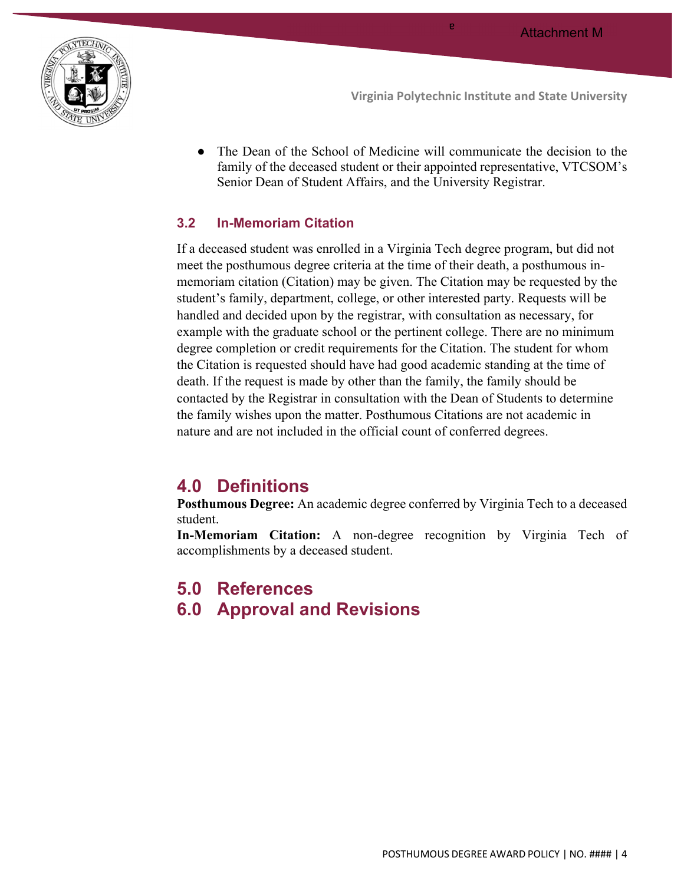- The Dean of the School of Medicine will communicate the decision to the family of the deceased student or their appointed representative, VTCSOM's Senior Dean of Student Affairs, and the University Registrar.

### 3.2 In-Memoriam Citation

If a deceased student was enrolled in a Virginia Tech degree program, but did not meet the posthumous degree criteria at the time of their death, a posthumous in-memoriam citation (Citation) may be given. The Citation may be requested by the student's family, department, college, or other interested party. Requests will be handled and decided upon by the registrar, with consultation as necessary, for example with the graduate school or the pertinent college. There are no minimum degree completion or credit requirements for the Citation. The student for whom the Citation is requested should have had good academic standing at the time of death. If the request is made by other than the family, the family should be contacted by the Registrar in consultation with the Dean of Students to determine the family wishes upon the matter. Posthumous Citations are not academic in nature and are not included in the official count of conferred degrees.

## 4.0 Definitions

**Posthumous Degree:** An academic degree conferred by Virginia Tech to a deceased student.
**In-Memoriam Citation:** A non-degree recognition by Virginia Tech of accomplishments by a deceased student.

## 5.0 References

## 6.0 Approval and Revisions